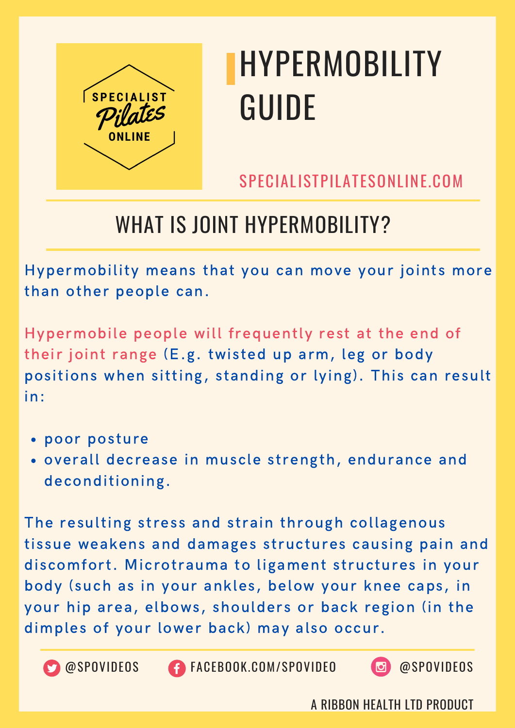# HYPERMOBILITY GUIDE

SPECIALIST Pilates ONLINE

SPECIALISTPILATESONLINE.COM

## WHAT IS JOINT HYPERMOBILITY?

Hypermobility means that you can move your joints more than other people can.

Hypermobile people will frequently rest at the end of their joint range (E.g. twisted up arm, leg or body positions when sitting, standing or lying). This can result in:

- poor posture
- overall decrease in muscle strength, endurance and deconditioning.

The resulting stress and strain through collagenous tissue weakens and damages structures causing pain and discomfort. Microtrauma to ligament structures in your body (such as in your ankles, below your knee caps, in your hip area, elbows, shoulders or back region (in the dimples of your lower back) may also occur.

@SPOVIDEOS FACEBOOK.COM/SPOVIDEO @SPOVIDEOS

A RIBBON HEALTH LTD PRODUCT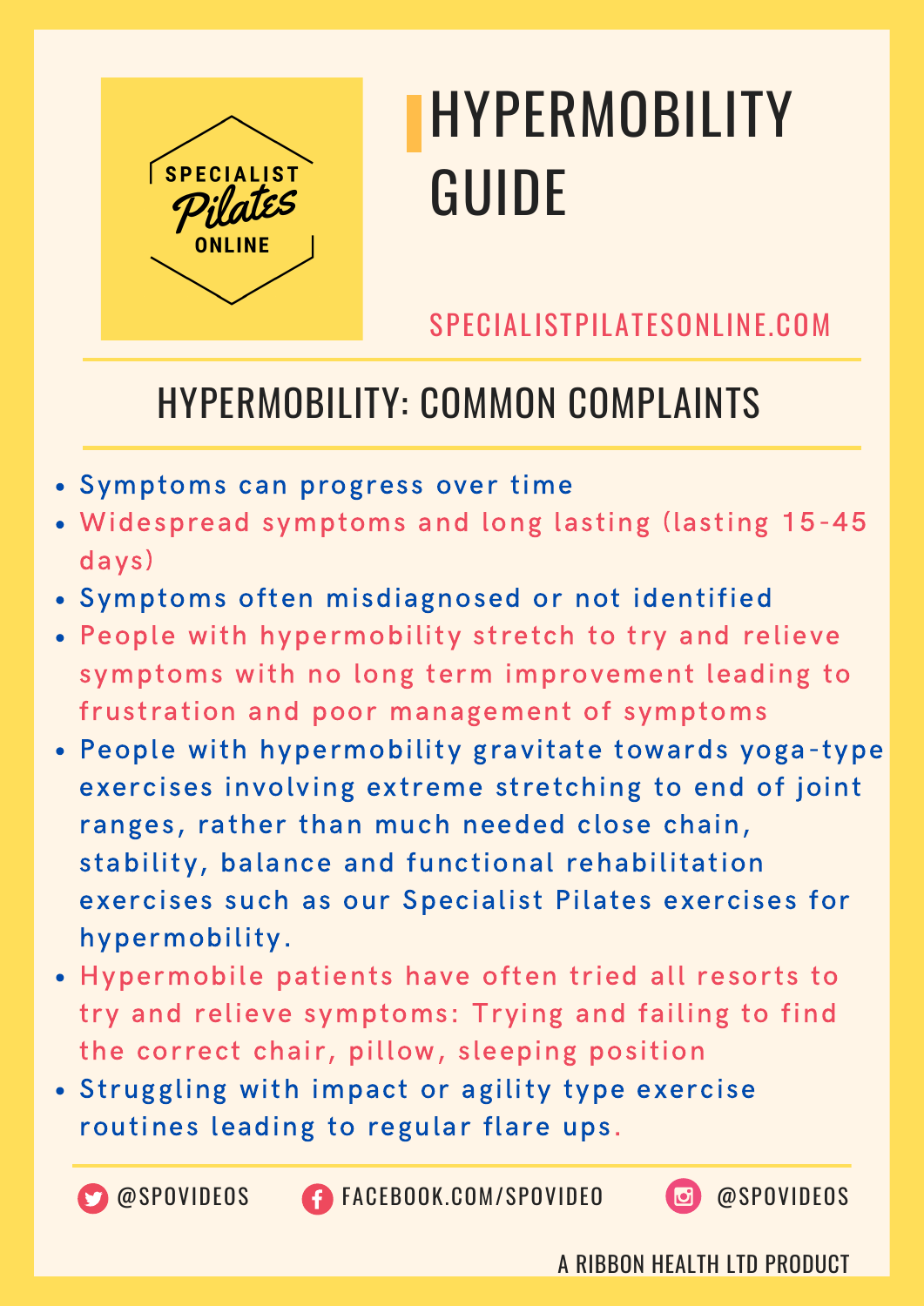SPECIALIST Pilates ONLINE

# HYPERMOBILITY GUIDE

SPECIALISTPILATESONLINE.COM

## HYPERMOBILITY: COMMON COMPLAINTS

- Symptoms can progress over time
- Widespread symptoms and long lasting (lasting 15-45 days)
- Symptoms often misdiagnosed or not identified
- People with hypermobility stretch to try and relieve symptoms with no long term improvement leading to frustration and poor management of symptoms
- People with hypermobility gravitate towards yoga-type exercises involving extreme stretching to end of joint ranges, rather than much needed close chain, stability, balance and functional rehabilitation exercises such as our Specialist Pilates exercises for hypermobility.
- Hypermobile patients have often tried all resorts to try and relieve symptoms: Trying and failing to find the correct chair, pillow, sleeping position
- Struggling with impact or agility type exercise routines leading to regular flare ups.

@SPOVIDEOS FACEBOOK.COM/SPOVIDEO @SPOVIDEOS

A RIBBON HEALTH LTD PRODUCT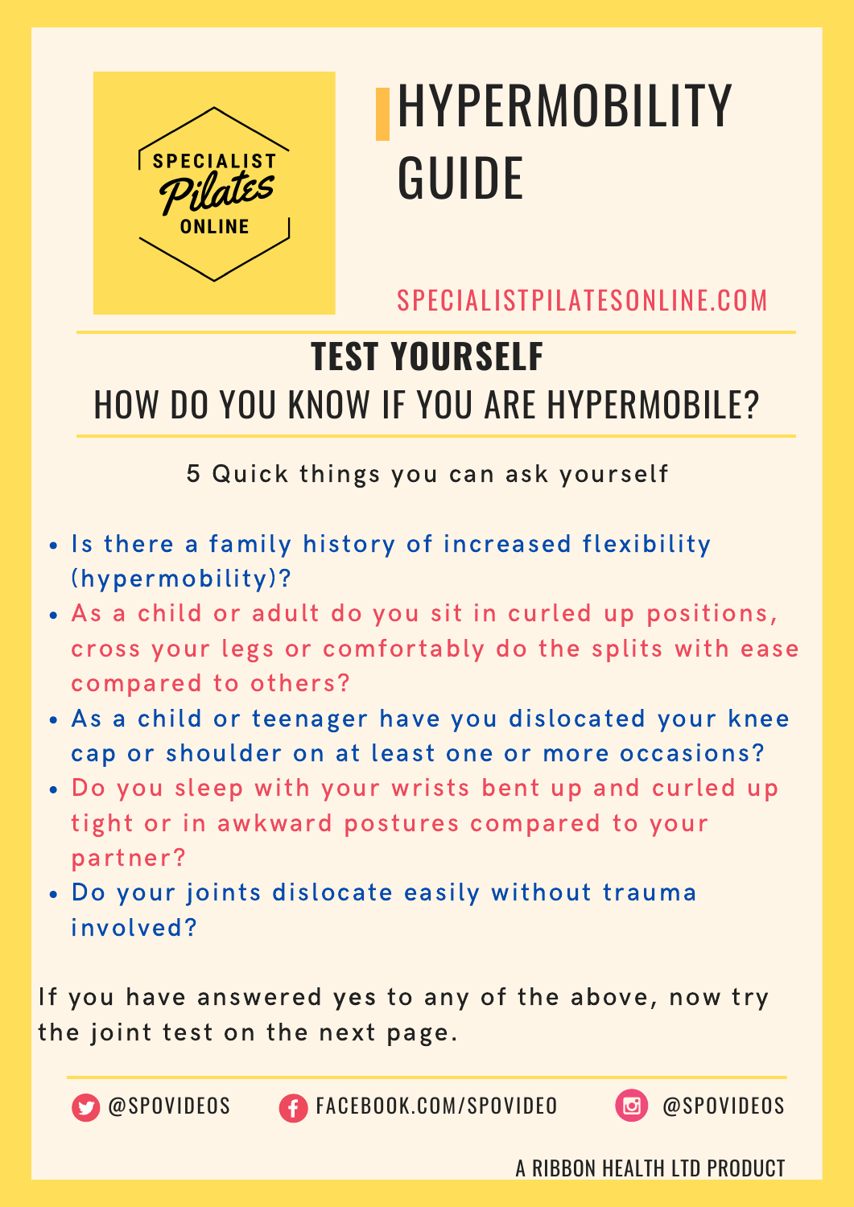SPECIALIST Pilates ONLINE

# HYPERMOBILITY GUIDE

SPECIALISTPILATESONLINE.COM

## TEST YOURSELF

## HOW DO YOU KNOW IF YOU ARE HYPERMOBILE?

5 Quick things you can ask yourself

- Is there a family history of increased flexibility (hypermobility)?
- As a child or adult do you sit in curled up positions, cross your legs or comfortably do the splits with ease compared to others?
- As a child or teenager have you dislocated your knee cap or shoulder on at least one or more occasions?
- Do you sleep with your wrists bent up and curled up tight or in awkward postures compared to your partner?
- Do your joints dislocate easily without trauma involved?

If you have answered yes to any of the above, now try the joint test on the next page.

@SPOVIDEOS FACEBOOK.COM/SPOVIDEO @SPOVIDEOS

A RIBBON HEALTH LTD PRODUCT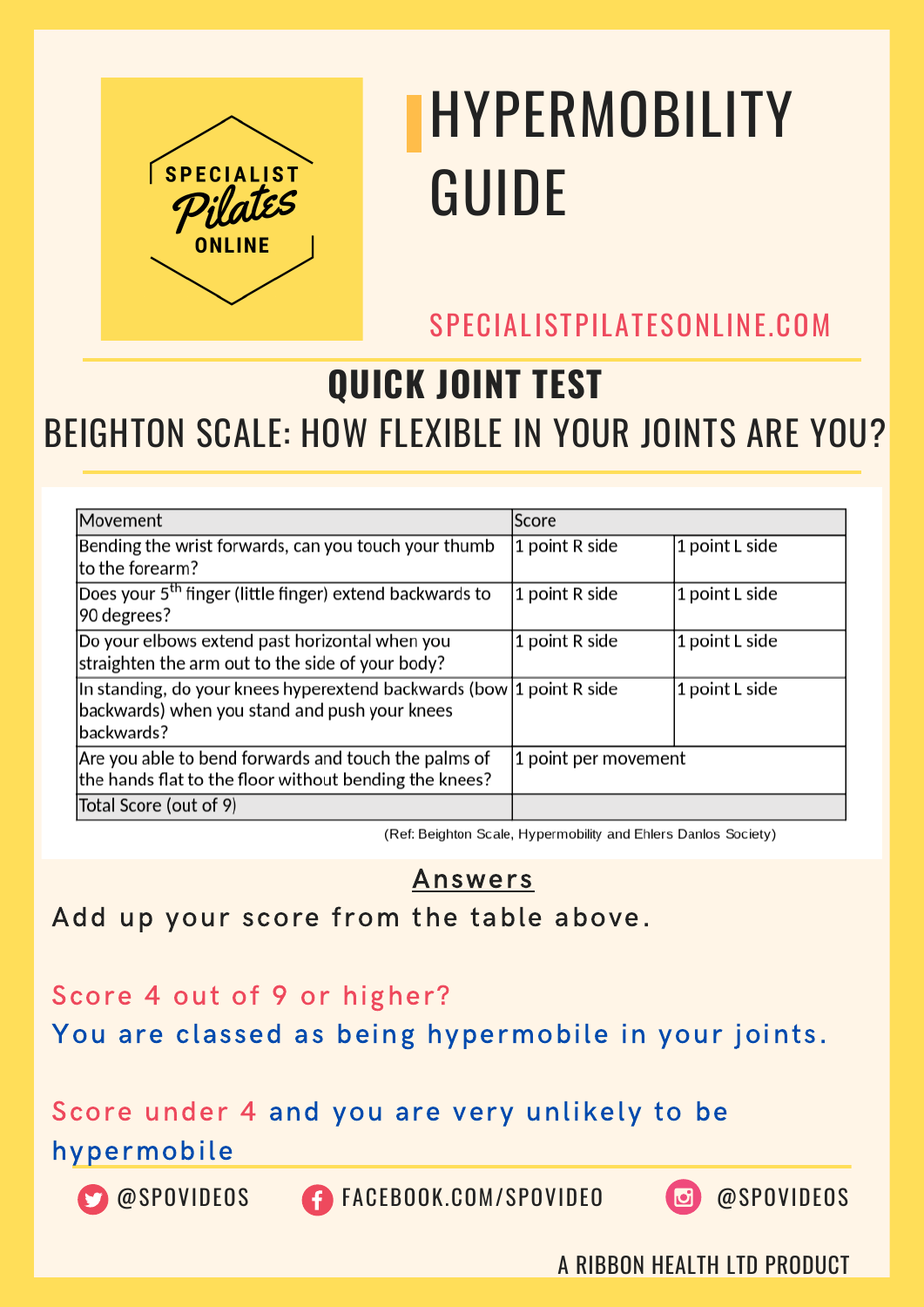# HYPERMOBILITY GUIDE

SPECIALIST Pilates ONLINE

SPECIALISTPILATESONLINE.COM

## QUICK JOINT TEST

### BEIGHTON SCALE: HOW FLEXIBLE IN YOUR JOINTS ARE YOU?

| Movement | Score | |
|---|---|---|
| Bending the wrist forwards, can you touch your thumb to the forearm? | 1 point R side | 1 point L side |
| Does your 5th finger (little finger) extend backwards to 90 degrees? | 1 point R side | 1 point L side |
| Do your elbows extend past horizontal when you straighten the arm out to the side of your body? | 1 point R side | 1 point L side |
| In standing, do your knees hyperextend backwards (bow backwards) when you stand and push your knees backwards? | 1 point R side | 1 point L side |
| Are you able to bend forwards and touch the palms of the hands flat to the floor without bending the knees? | 1 point per movement | |
| Total Score (out of 9) | | |

(Ref: Beighton Scale, Hypermobility and Ehlers Danlos Society)

**Answers**

Add up your score from the table above.

Score 4 out of 9 or higher?
You are classed as being hypermobile in your joints.

Score under 4 and you are very unlikely to be hypermobile

@SPOVIDEOS FACEBOOK.COM/SPOVIDEO @SPOVIDEOS

A RIBBON HEALTH LTD PRODUCT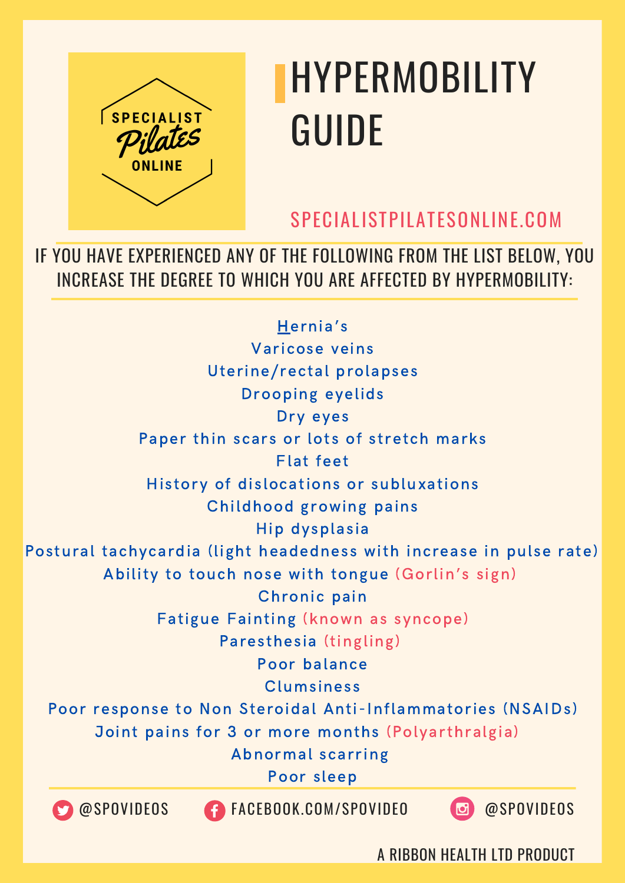SPECIALIST Pilates ONLINE

# HYPERMOBILITY GUIDE

SPECIALISTPILATESONLINE.COM

IF YOU HAVE EXPERIENCED ANY OF THE FOLLOWING FROM THE LIST BELOW, YOU INCREASE THE DEGREE TO WHICH YOU ARE AFFECTED BY HYPERMOBILITY:

- Hernia's
- Varicose veins
- Uterine/rectal prolapses
- Drooping eyelids
- Dry eyes
- Paper thin scars or lots of stretch marks
- Flat feet
- History of dislocations or subluxations
- Childhood growing pains
- Hip dysplasia
- Postural tachycardia (light headedness with increase in pulse rate)
- Ability to touch nose with tongue (Gorlin's sign)
- Chronic pain
- Fatigue Fainting (known as syncope)
- Paresthesia (tingling)
- Poor balance
- Clumsiness
- Poor response to Non Steroidal Anti-Inflammatories (NSAIDs)
- Joint pains for 3 or more months (Polyarthralgia)
- Abnormal scarring
- Poor sleep

@SPOVIDEOS FACEBOOK.COM/SPOVIDEO @SPOVIDEOS

A RIBBON HEALTH LTD PRODUCT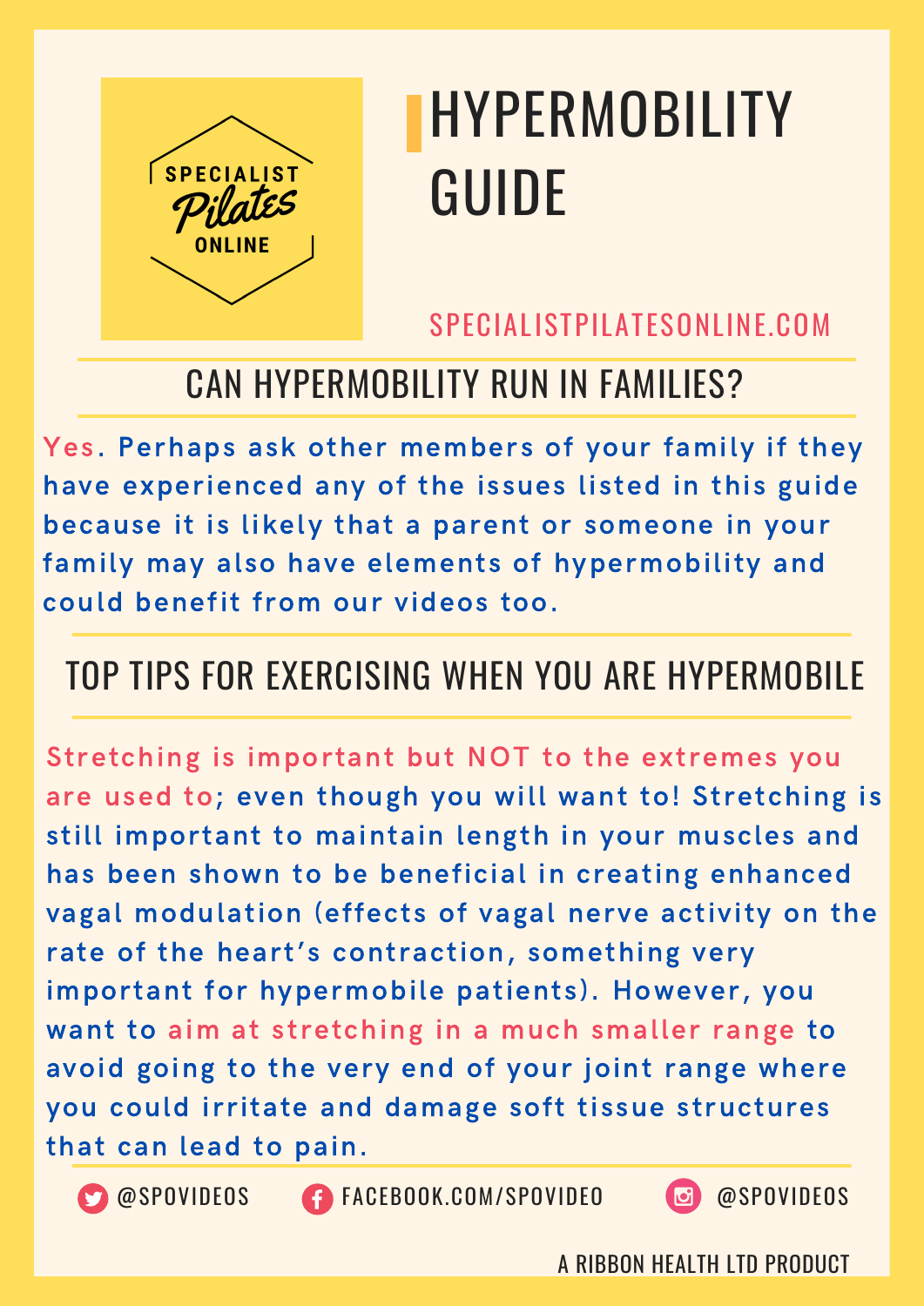SPECIALIST Pilates ONLINE

# HYPERMOBILITY GUIDE

SPECIALISTPILATESONLINE.COM

## CAN HYPERMOBILITY RUN IN FAMILIES?

Yes. Perhaps ask other members of your family if they have experienced any of the issues listed in this guide because it is likely that a parent or someone in your family may also have elements of hypermobility and could benefit from our videos too.

## TOP TIPS FOR EXERCISING WHEN YOU ARE HYPERMOBILE

Stretching is important but NOT to the extremes you are used to; even though you will want to! Stretching is still important to maintain length in your muscles and has been shown to be beneficial in creating enhanced vagal modulation (effects of vagal nerve activity on the rate of the heart's contraction, something very important for hypermobile patients). However, you want to aim at stretching in a much smaller range to avoid going to the very end of your joint range where you could irritate and damage soft tissue structures that can lead to pain.

@SPOVIDEOS FACEBOOK.COM/SPOVIDEO @SPOVIDEOS

A RIBBON HEALTH LTD PRODUCT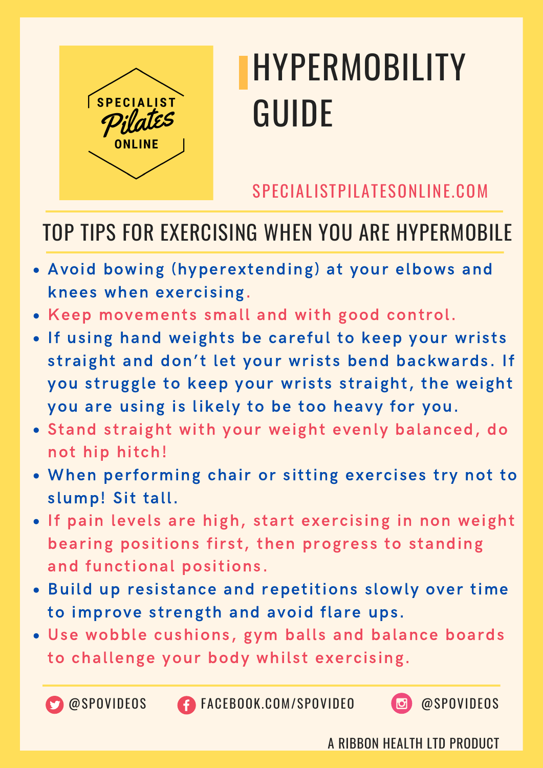SPECIALIST Pilates ONLINE

# HYPERMOBILITY GUIDE

SPECIALISTPILATESONLINE.COM

## TOP TIPS FOR EXERCISING WHEN YOU ARE HYPERMOBILE

- Avoid bowing (hyperextending) at your elbows and knees when exercising.
- Keep movements small and with good control.
- If using hand weights be careful to keep your wrists straight and don't let your wrists bend backwards. If you struggle to keep your wrists straight, the weight you are using is likely to be too heavy for you.
- Stand straight with your weight evenly balanced, do not hip hitch!
- When performing chair or sitting exercises try not to slump! Sit tall.
- If pain levels are high, start exercising in non weight bearing positions first, then progress to standing and functional positions.
- Build up resistance and repetitions slowly over time to improve strength and avoid flare ups.
- Use wobble cushions, gym balls and balance boards to challenge your body whilst exercising.

@SPOVIDEOS FACEBOOK.COM/SPOVIDEO @SPOVIDEOS

A RIBBON HEALTH LTD PRODUCT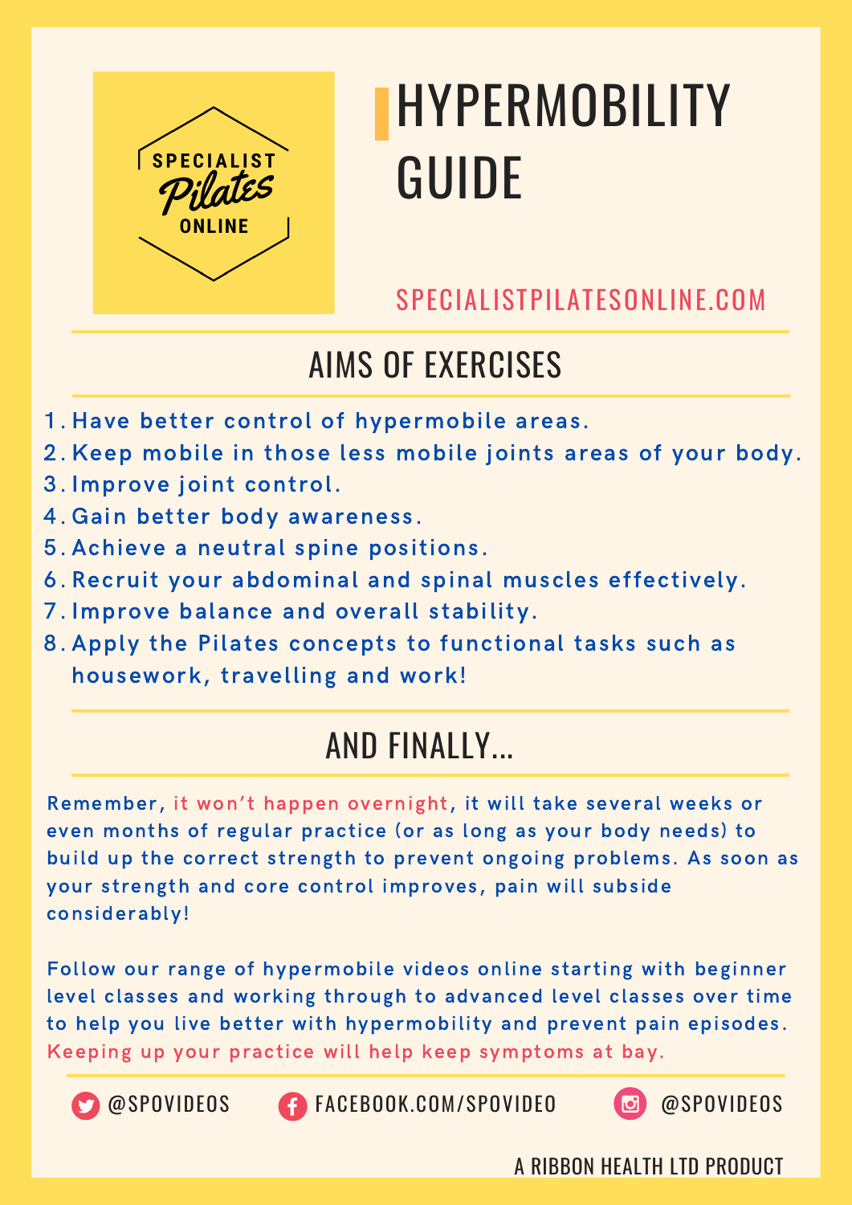SPECIALIST Pilates ONLINE

# HYPERMOBILITY GUIDE

SPECIALISTPILATESONLINE.COM

## AIMS OF EXERCISES

1. Have better control of hypermobile areas.
2. Keep mobile in those less mobile joints areas of your body.
3. Improve joint control.
4. Gain better body awareness.
5. Achieve a neutral spine positions.
6. Recruit your abdominal and spinal muscles effectively.
7. Improve balance and overall stability.
8. Apply the Pilates concepts to functional tasks such as housework, travelling and work!

## AND FINALLY...

Remember, it won't happen overnight, it will take several weeks or even months of regular practice (or as long as your body needs) to build up the correct strength to prevent ongoing problems. As soon as your strength and core control improves, pain will subside considerably!

Follow our range of hypermobile videos online starting with beginner level classes and working through to advanced level classes over time to help you live better with hypermobility and prevent pain episodes. Keeping up your practice will help keep symptoms at bay.

@SPOVIDEOS  FACEBOOK.COM/SPOVIDEO  @SPOVIDEOS

A RIBBON HEALTH LTD PRODUCT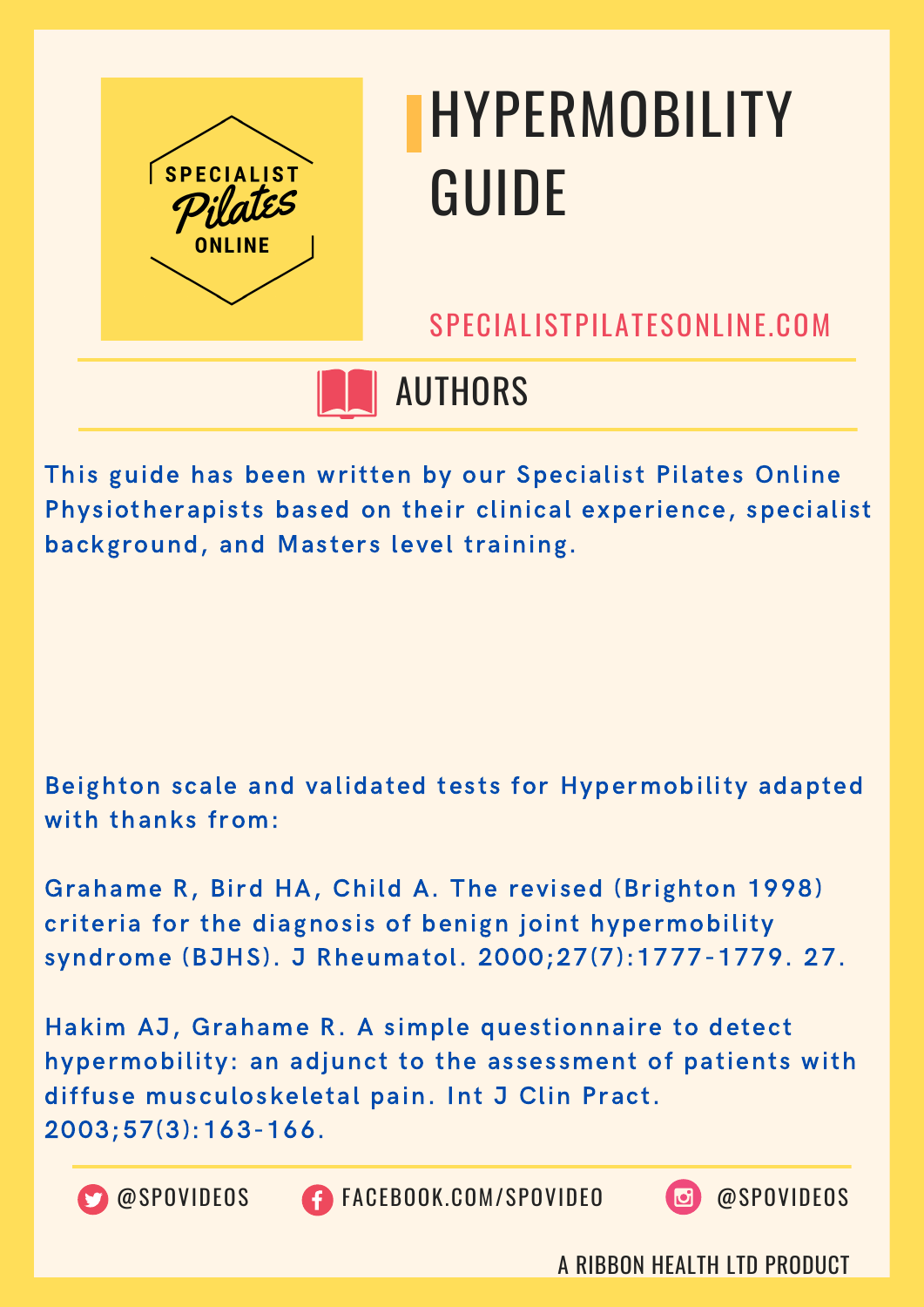SPECIALIST Pilates ONLINE

# HYPERMOBILITY GUIDE

SPECIALISTPILATESONLINE.COM

## AUTHORS

This guide has been written by our Specialist Pilates Online Physiotherapists based on their clinical experience, specialist background, and Masters level training.

Beighton scale and validated tests for Hypermobility adapted with thanks from:

Grahame R, Bird HA, Child A. The revised (Brighton 1998) criteria for the diagnosis of benign joint hypermobility syndrome (BJHS). J Rheumatol. 2000;27(7):1777-1779. 27.

Hakim AJ, Grahame R. A simple questionnaire to detect hypermobility: an adjunct to the assessment of patients with diffuse musculoskeletal pain. Int J Clin Pract. 2003;57(3):163-166.

@SPOVIDEOS FACEBOOK.COM/SPOVIDEO @SPOVIDEOS

A RIBBON HEALTH LTD PRODUCT